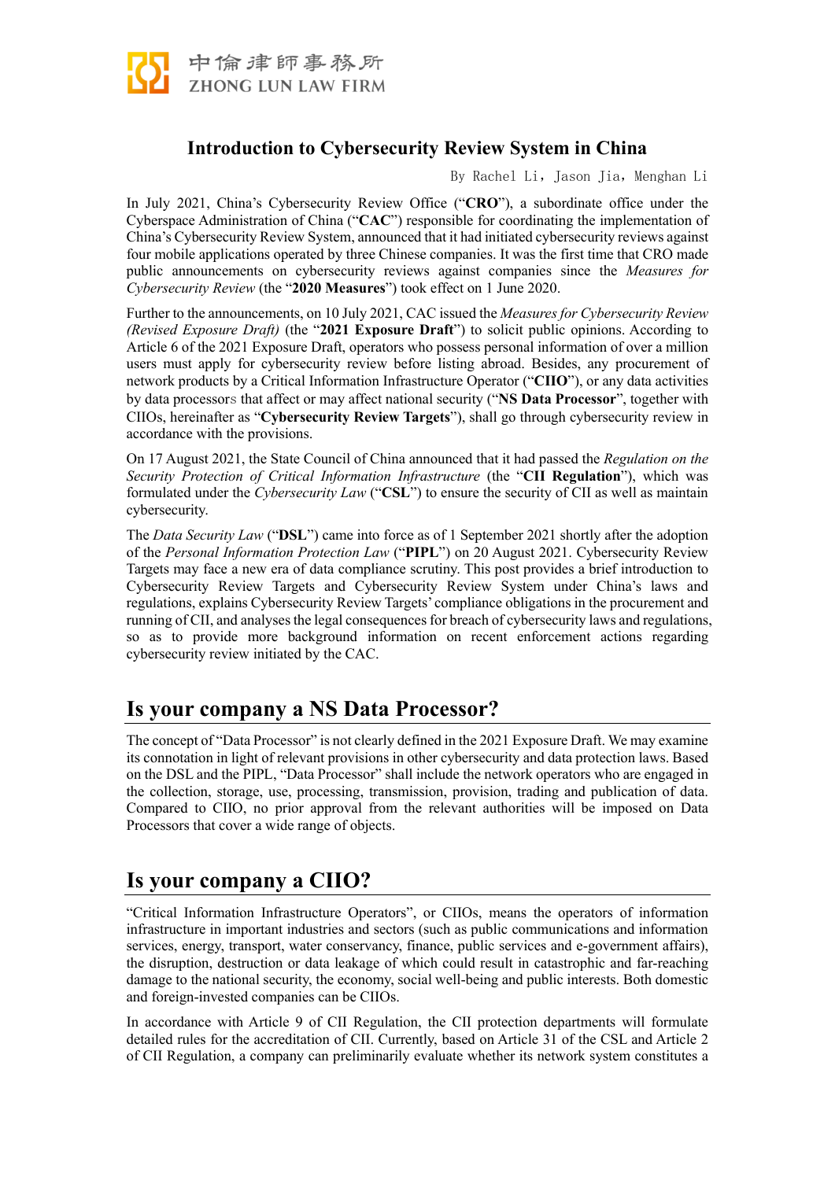中倫律師事務所
ZHONG LUN LAW FIRM

# Introduction to Cybersecurity Review System in China

By Rachel Li, Jason Jia, Menghan Li

In July 2021, China's Cybersecurity Review Office ("**CRO**"), a subordinate office under the Cyberspace Administration of China ("**CAC**") responsible for coordinating the implementation of China's Cybersecurity Review System, announced that it had initiated cybersecurity reviews against four mobile applications operated by three Chinese companies. It was the first time that CRO made public announcements on cybersecurity reviews against companies since the *Measures for Cybersecurity Review* (the "**2020 Measures**") took effect on 1 June 2020.

Further to the announcements, on 10 July 2021, CAC issued the *Measures for Cybersecurity Review (Revised Exposure Draft)* (the "**2021 Exposure Draft**") to solicit public opinions. According to Article 6 of the 2021 Exposure Draft, operators who possess personal information of over a million users must apply for cybersecurity review before listing abroad. Besides, any procurement of network products by a Critical Information Infrastructure Operator ("**CIIO**"), or any data activities by data processors that affect or may affect national security ("**NS Data Processor**", together with CIIOs, hereinafter as "**Cybersecurity Review Targets**"), shall go through cybersecurity review in accordance with the provisions.

On 17 August 2021, the State Council of China announced that it had passed the *Regulation on the Security Protection of Critical Information Infrastructure* (the "**CII Regulation**"), which was formulated under the *Cybersecurity Law* ("**CSL**") to ensure the security of CII as well as maintain cybersecurity.

The *Data Security Law* ("**DSL**") came into force as of 1 September 2021 shortly after the adoption of the *Personal Information Protection Law* ("**PIPL**") on 20 August 2021. Cybersecurity Review Targets may face a new era of data compliance scrutiny. This post provides a brief introduction to Cybersecurity Review Targets and Cybersecurity Review System under China's laws and regulations, explains Cybersecurity Review Targets' compliance obligations in the procurement and running of CII, and analyses the legal consequences for breach of cybersecurity laws and regulations, so as to provide more background information on recent enforcement actions regarding cybersecurity review initiated by the CAC.

## Is your company a NS Data Processor?

The concept of "Data Processor" is not clearly defined in the 2021 Exposure Draft. We may examine its connotation in light of relevant provisions in other cybersecurity and data protection laws. Based on the DSL and the PIPL, "Data Processor" shall include the network operators who are engaged in the collection, storage, use, processing, transmission, provision, trading and publication of data. Compared to CIIO, no prior approval from the relevant authorities will be imposed on Data Processors that cover a wide range of objects.

## Is your company a CIIO?

"Critical Information Infrastructure Operators", or CIIOs, means the operators of information infrastructure in important industries and sectors (such as public communications and information services, energy, transport, water conservancy, finance, public services and e-government affairs), the disruption, destruction or data leakage of which could result in catastrophic and far-reaching damage to the national security, the economy, social well-being and public interests. Both domestic and foreign-invested companies can be CIIOs.

In accordance with Article 9 of CII Regulation, the CII protection departments will formulate detailed rules for the accreditation of CII. Currently, based on Article 31 of the CSL and Article 2 of CII Regulation, a company can preliminarily evaluate whether its network system constitutes a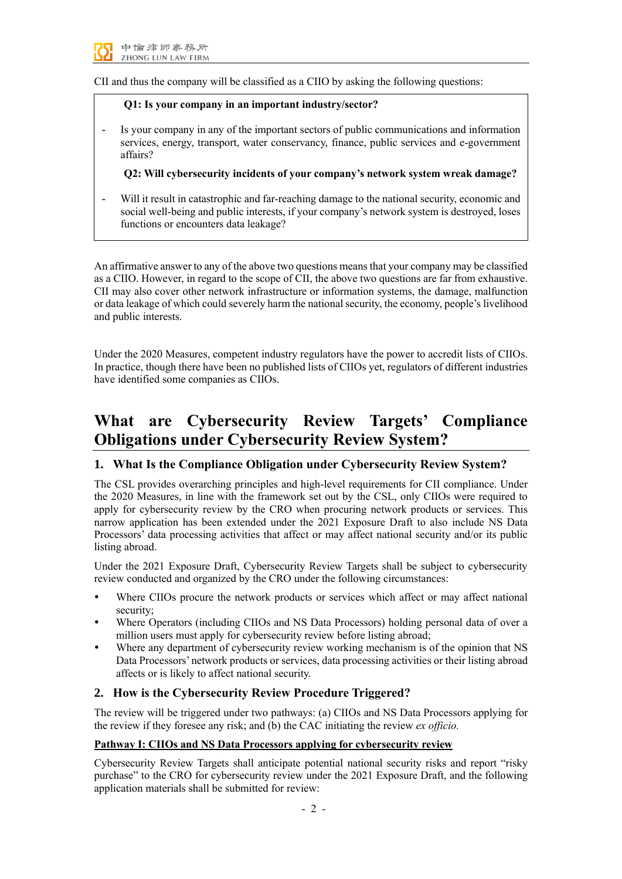CII and thus the company will be classified as a CIIO by asking the following questions:

> **Q1: Is your company in an important industry/sector?**
>
> - Is your company in any of the important sectors of public communications and information services, energy, transport, water conservancy, finance, public services and e-government affairs?
>
> **Q2: Will cybersecurity incidents of your company's network system wreak damage?**
>
> - Will it result in catastrophic and far-reaching damage to the national security, economic and social well-being and public interests, if your company's network system is destroyed, loses functions or encounters data leakage?

An affirmative answer to any of the above two questions means that your company may be classified as a CIIO. However, in regard to the scope of CII, the above two questions are far from exhaustive. CII may also cover other network infrastructure or information systems, the damage, malfunction or data leakage of which could severely harm the national security, the economy, people's livelihood and public interests.

Under the 2020 Measures, competent industry regulators have the power to accredit lists of CIIOs. In practice, though there have been no published lists of CIIOs yet, regulators of different industries have identified some companies as CIIOs.

# What are Cybersecurity Review Targets' Compliance Obligations under Cybersecurity Review System?

## 1. What Is the Compliance Obligation under Cybersecurity Review System?

The CSL provides overarching principles and high-level requirements for CII compliance. Under the 2020 Measures, in line with the framework set out by the CSL, only CIIOs were required to apply for cybersecurity review by the CRO when procuring network products or services. This narrow application has been extended under the 2021 Exposure Draft to also include NS Data Processors' data processing activities that affect or may affect national security and/or its public listing abroad.

Under the 2021 Exposure Draft, Cybersecurity Review Targets shall be subject to cybersecurity review conducted and organized by the CRO under the following circumstances:

- Where CIIOs procure the network products or services which affect or may affect national security;
- Where Operators (including CIIOs and NS Data Processors) holding personal data of over a million users must apply for cybersecurity review before listing abroad;
- Where any department of cybersecurity review working mechanism is of the opinion that NS Data Processors' network products or services, data processing activities or their listing abroad affects or is likely to affect national security.

## 2. How is the Cybersecurity Review Procedure Triggered?

The review will be triggered under two pathways: (a) CIIOs and NS Data Processors applying for the review if they foresee any risk; and (b) the CAC initiating the review *ex officio.*

**Pathway I: CIIOs and NS Data Processors applying for cybersecurity review**

Cybersecurity Review Targets shall anticipate potential national security risks and report "risky purchase" to the CRO for cybersecurity review under the 2021 Exposure Draft, and the following application materials shall be submitted for review: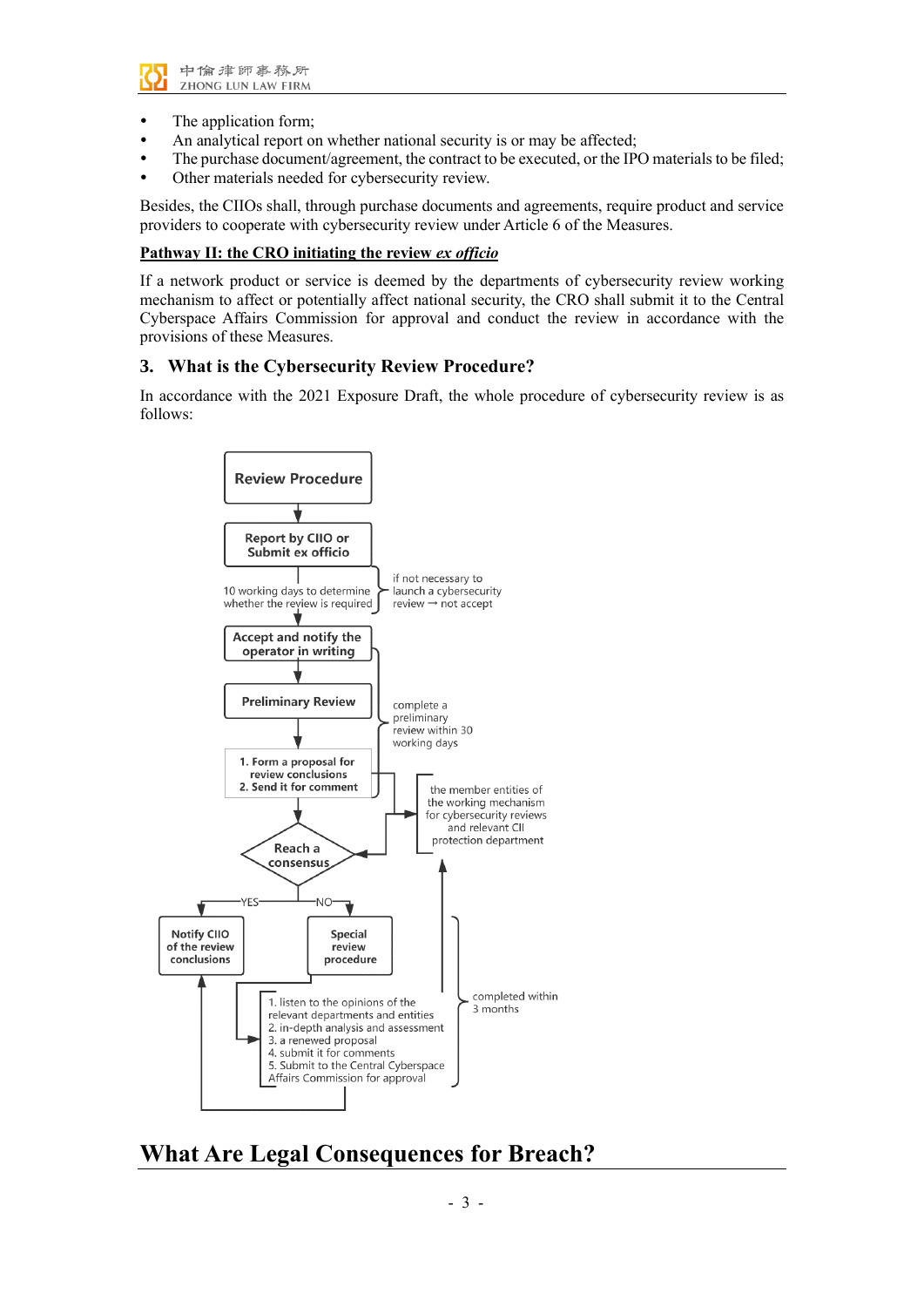- The application form;
- An analytical report on whether national security is or may be affected;
- The purchase document/agreement, the contract to be executed, or the IPO materials to be filed;
- Other materials needed for cybersecurity review.

Besides, the CIIOs shall, through purchase documents and agreements, require product and service providers to cooperate with cybersecurity review under Article 6 of the Measures.

**Pathway II: the CRO initiating the review *ex officio***

If a network product or service is deemed by the departments of cybersecurity review working mechanism to affect or potentially affect national security, the CRO shall submit it to the Central Cyberspace Affairs Commission for approval and conduct the review in accordance with the provisions of these Measures.

### 3. What is the Cybersecurity Review Procedure?

In accordance with the 2021 Exposure Draft, the whole procedure of cybersecurity review is as follows:

Review Procedure

Report by CIIO or Submit ex officio

10 working days to determine whether the review is required

if not necessary to launch a cybersecurity review → not accept

Accept and notify the operator in writing

Preliminary Review

complete a preliminary review within 30 working days

1. Form a proposal for review conclusions
2. Send it for comment

the member entities of the working mechanism for cybersecurity reviews and relevant CII protection department

Reach a consensus

YES — Notify CIIO of the review conclusions

NO — Special review procedure

1. listen to the opinions of the relevant departments and entities
2. in-depth analysis and assessment
3. a renewed proposal
4. submit it for comments
5. Submit to the Central Cyberspace Affairs Commission for approval

completed within 3 months

# What Are Legal Consequences for Breach?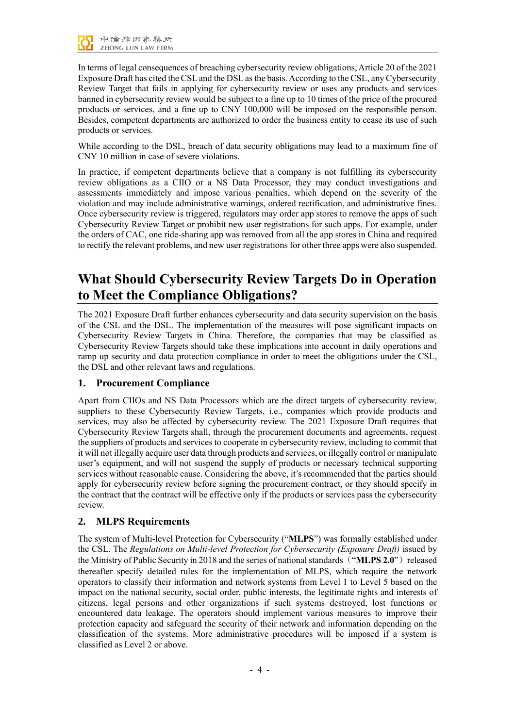In terms of legal consequences of breaching cybersecurity review obligations, Article 20 of the 2021 Exposure Draft has cited the CSL and the DSL as the basis. According to the CSL, any Cybersecurity Review Target that fails in applying for cybersecurity review or uses any products and services banned in cybersecurity review would be subject to a fine up to 10 times of the price of the procured products or services, and a fine up to CNY 100,000 will be imposed on the responsible person. Besides, competent departments are authorized to order the business entity to cease its use of such products or services.

While according to the DSL, breach of data security obligations may lead to a maximum fine of CNY 10 million in case of severe violations.

In practice, if competent departments believe that a company is not fulfilling its cybersecurity review obligations as a CIIO or a NS Data Processor, they may conduct investigations and assessments immediately and impose various penalties, which depend on the severity of the violation and may include administrative warnings, ordered rectification, and administrative fines. Once cybersecurity review is triggered, regulators may order app stores to remove the apps of such Cybersecurity Review Target or prohibit new user registrations for such apps. For example, under the orders of CAC, one ride-sharing app was removed from all the app stores in China and required to rectify the relevant problems, and new user registrations for other three apps were also suspended.

# What Should Cybersecurity Review Targets Do in Operation to Meet the Compliance Obligations?

The 2021 Exposure Draft further enhances cybersecurity and data security supervision on the basis of the CSL and the DSL. The implementation of the measures will pose significant impacts on Cybersecurity Review Targets in China. Therefore, the companies that may be classified as Cybersecurity Review Targets should take these implications into account in daily operations and ramp up security and data protection compliance in order to meet the obligations under the CSL, the DSL and other relevant laws and regulations.

## 1. Procurement Compliance

Apart from CIIOs and NS Data Processors which are the direct targets of cybersecurity review, suppliers to these Cybersecurity Review Targets, i.e., companies which provide products and services, may also be affected by cybersecurity review. The 2021 Exposure Draft requires that Cybersecurity Review Targets shall, through the procurement documents and agreements, request the suppliers of products and services to cooperate in cybersecurity review, including to commit that it will not illegally acquire user data through products and services, or illegally control or manipulate user's equipment, and will not suspend the supply of products or necessary technical supporting services without reasonable cause. Considering the above, it's recommended that the parties should apply for cybersecurity review before signing the procurement contract, or they should specify in the contract that the contract will be effective only if the products or services pass the cybersecurity review.

## 2. MLPS Requirements

The system of Multi-level Protection for Cybersecurity ("**MLPS**") was formally established under the CSL. The *Regulations on Multi-level Protection for Cybersecurity (Exposure Draft)* issued by the Ministry of Public Security in 2018 and the series of national standards（"**MLPS 2.0**"）released thereafter specify detailed rules for the implementation of MLPS, which require the network operators to classify their information and network systems from Level 1 to Level 5 based on the impact on the national security, social order, public interests, the legitimate rights and interests of citizens, legal persons and other organizations if such systems destroyed, lost functions or encountered data leakage. The operators should implement various measures to improve their protection capacity and safeguard the security of their network and information depending on the classification of the systems. More administrative procedures will be imposed if a system is classified as Level 2 or above.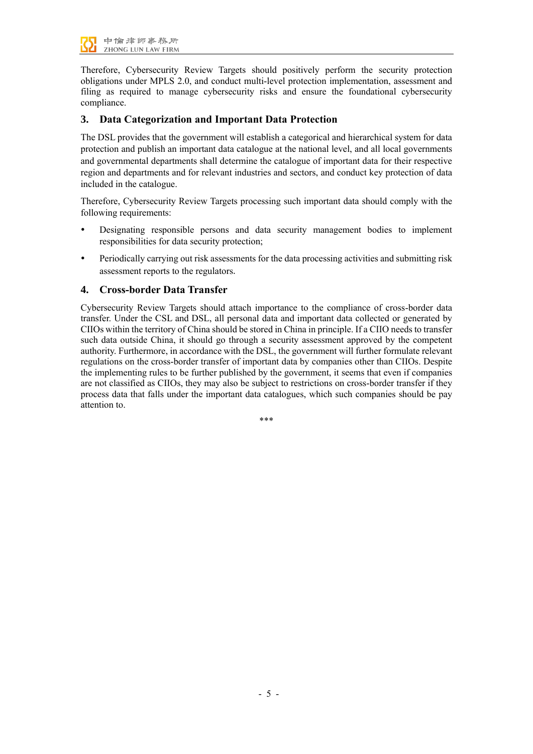Therefore, Cybersecurity Review Targets should positively perform the security protection obligations under MPLS 2.0, and conduct multi-level protection implementation, assessment and filing as required to manage cybersecurity risks and ensure the foundational cybersecurity compliance.

## 3. Data Categorization and Important Data Protection

The DSL provides that the government will establish a categorical and hierarchical system for data protection and publish an important data catalogue at the national level, and all local governments and governmental departments shall determine the catalogue of important data for their respective region and departments and for relevant industries and sectors, and conduct key protection of data included in the catalogue.

Therefore, Cybersecurity Review Targets processing such important data should comply with the following requirements:

- Designating responsible persons and data security management bodies to implement responsibilities for data security protection;
- Periodically carrying out risk assessments for the data processing activities and submitting risk assessment reports to the regulators.

## 4. Cross-border Data Transfer

Cybersecurity Review Targets should attach importance to the compliance of cross-border data transfer. Under the CSL and DSL, all personal data and important data collected or generated by CIIOs within the territory of China should be stored in China in principle. If a CIIO needs to transfer such data outside China, it should go through a security assessment approved by the competent authority. Furthermore, in accordance with the DSL, the government will further formulate relevant regulations on the cross-border transfer of important data by companies other than CIIOs. Despite the implementing rules to be further published by the government, it seems that even if companies are not classified as CIIOs, they may also be subject to restrictions on cross-border transfer if they process data that falls under the important data catalogues, which such companies should be pay attention to.

***